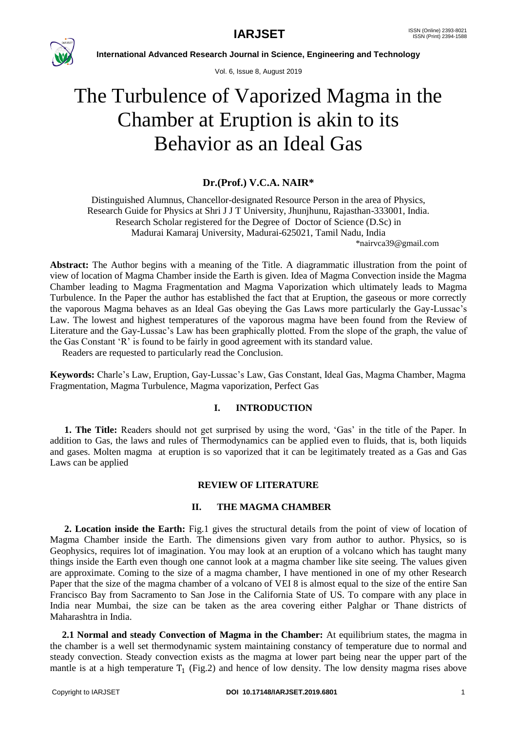# The Turbulence of Vaporized Magma in the Chamber at Eruption is akin to its Behavior as an Ideal Gas

**Dr.(Prof.) V.C.A. NAIR***

Distinguished Alumnus, Chancellor-designated Resource Person in the area of Physics,
Research Guide for Physics at Shri J J T University, Jhunjhunu, Rajasthan-333001, India.
Research Scholar registered for the Degree of Doctor of Science (D.Sc) in
Madurai Kamaraj University, Madurai-625021, Tamil Nadu, India
*nairvca39@gmail.com

**Abstract:** The Author begins with a meaning of the Title. A diagrammatic illustration from the point of view of location of Magma Chamber inside the Earth is given. Idea of Magma Convection inside the Magma Chamber leading to Magma Fragmentation and Magma Vaporization which ultimately leads to Magma Turbulence. In the Paper the author has established the fact that at Eruption, the gaseous or more correctly the vaporous Magma behaves as an Ideal Gas obeying the Gas Laws more particularly the Gay-Lussac's Law. The lowest and highest temperatures of the vaporous magma have been found from the Review of Literature and the Gay-Lussac's Law has been graphically plotted. From the slope of the graph, the value of the Gas Constant 'R' is found to be fairly in good agreement with its standard value.

Readers are requested to particularly read the Conclusion.

**Keywords:** Charle's Law, Eruption, Gay-Lussac's Law, Gas Constant, Ideal Gas, Magma Chamber, Magma Fragmentation, Magma Turbulence, Magma vaporization, Perfect Gas

## I. INTRODUCTION

**1. The Title:** Readers should not get surprised by using the word, 'Gas' in the title of the Paper. In addition to Gas, the laws and rules of Thermodynamics can be applied even to fluids, that is, both liquids and gases. Molten magma at eruption is so vaporized that it can be legitimately treated as a Gas and Gas Laws can be applied

## REVIEW OF LITERATURE

## II. THE MAGMA CHAMBER

**2. Location inside the Earth:** Fig.1 gives the structural details from the point of view of location of Magma Chamber inside the Earth. The dimensions given vary from author to author. Physics, so is Geophysics, requires lot of imagination. You may look at an eruption of a volcano which has taught many things inside the Earth even though one cannot look at a magma chamber like site seeing. The values given are approximate. Coming to the size of a magma chamber, I have mentioned in one of my other Research Paper that the size of the magma chamber of a volcano of VEI 8 is almost equal to the size of the entire San Francisco Bay from Sacramento to San Jose in the California State of US. To compare with any place in India near Mumbai, the size can be taken as the area covering either Palghar or Thane districts of Maharashtra in India.

**2.1 Normal and steady Convection of Magma in the Chamber:** At equilibrium states, the magma in the chamber is a well set thermodynamic system maintaining constancy of temperature due to normal and steady convection. Steady convection exists as the magma at lower part being near the upper part of the mantle is at a high temperature $T_1$ (Fig.2) and hence of low density. The low density magma rises above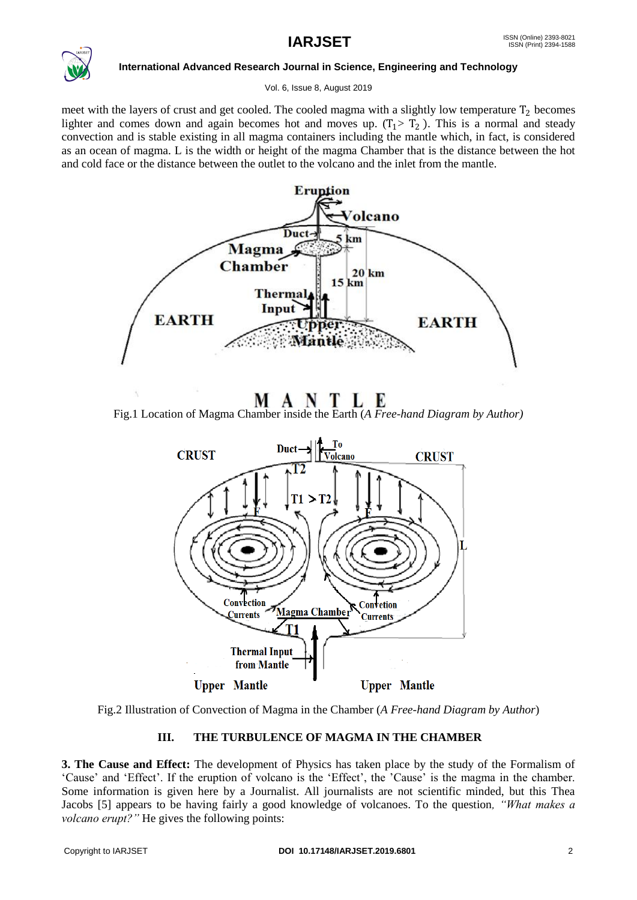meet with the layers of crust and get cooled. The cooled magma with a slightly low temperature $T_2$ becomes lighter and comes down and again becomes hot and moves up. ($T_1 > T_2$). This is a normal and steady convection and is stable existing in all magma containers including the mantle which, in fact, is considered as an ocean of magma. L is the width or height of the magma Chamber that is the distance between the hot and cold face or the distance between the outlet to the volcano and the inlet from the mantle.

Fig.1 Location of Magma Chamber inside the Earth (*A Free-hand Diagram by Author)*

Fig.2 Illustration of Convection of Magma in the Chamber (*A Free-hand Diagram by Author*)

## III. THE TURBULENCE OF MAGMA IN THE CHAMBER

**3. The Cause and Effect:** The development of Physics has taken place by the study of the Formalism of 'Cause' and 'Effect'. If the eruption of volcano is the 'Effect', the 'Cause' is the magma in the chamber. Some information is given here by a Journalist. All journalists are not scientific minded, but this Thea Jacobs [5] appears to be having fairly a good knowledge of volcanoes. To the question*, "What makes a volcano erupt?"* He gives the following points: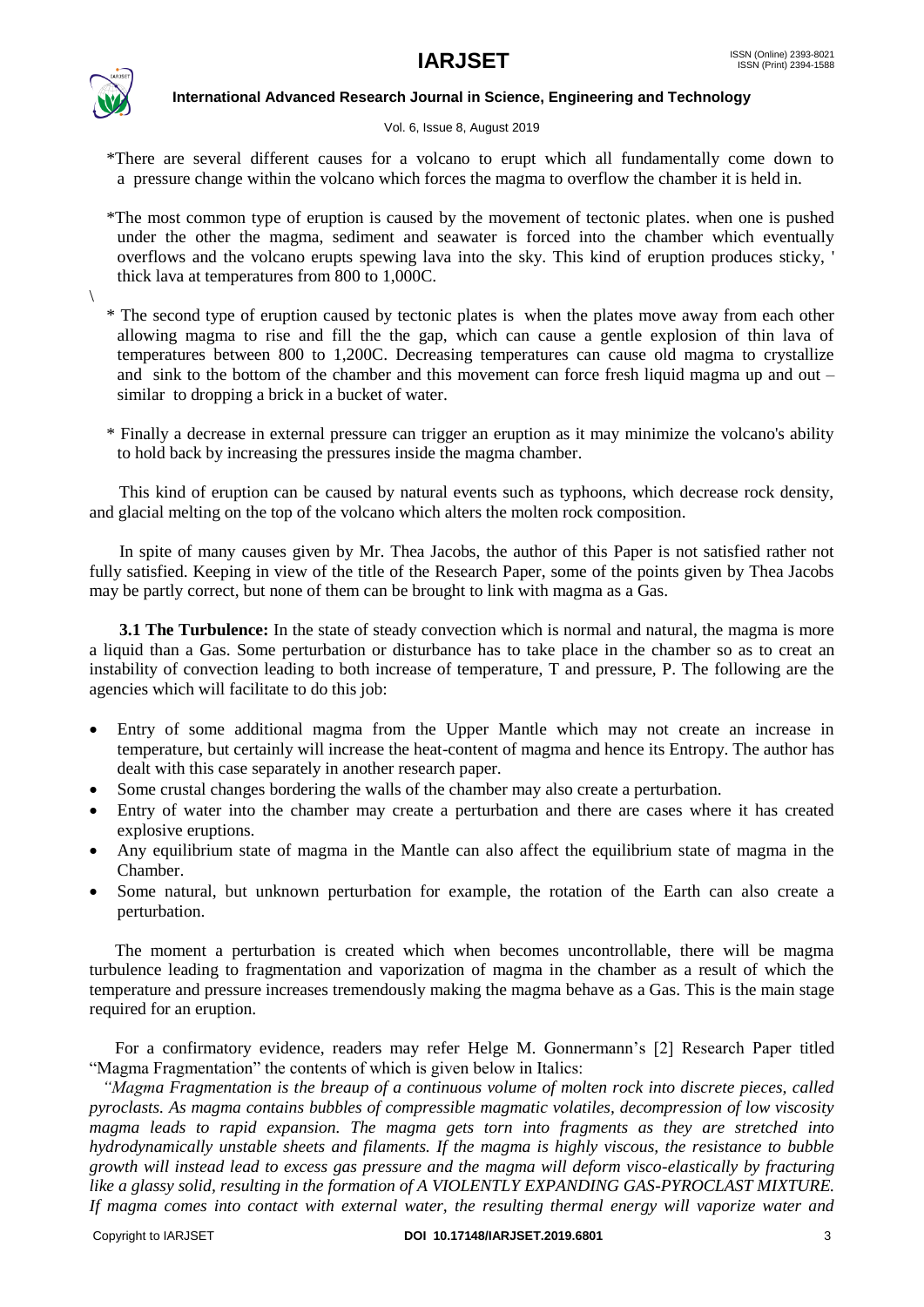*There are several different causes for a volcano to erupt which all fundamentally come down to a pressure change within the volcano which forces the magma to overflow the chamber it is held in.

*The most common type of eruption is caused by the movement of tectonic plates. when one is pushed under the other the magma, sediment and seawater is forced into the chamber which eventually overflows and the volcano erupts spewing lava into the sky. This kind of eruption produces sticky, ' thick lava at temperatures from 800 to 1,000C.

\

* The second type of eruption caused by tectonic plates is when the plates move away from each other allowing magma to rise and fill the the gap, which can cause a gentle explosion of thin lava of temperatures between 800 to 1,200C. Decreasing temperatures can cause old magma to crystallize and sink to the bottom of the chamber and this movement can force fresh liquid magma up and out – similar to dropping a brick in a bucket of water.

* Finally a decrease in external pressure can trigger an eruption as it may minimize the volcano's ability to hold back by increasing the pressures inside the magma chamber.

This kind of eruption can be caused by natural events such as typhoons, which decrease rock density, and glacial melting on the top of the volcano which alters the molten rock composition.

In spite of many causes given by Mr. Thea Jacobs, the author of this Paper is not satisfied rather not fully satisfied. Keeping in view of the title of the Research Paper, some of the points given by Thea Jacobs may be partly correct, but none of them can be brought to link with magma as a Gas.

**3.1 The Turbulence:** In the state of steady convection which is normal and natural, the magma is more a liquid than a Gas. Some perturbation or disturbance has to take place in the chamber so as to creat an instability of convection leading to both increase of temperature, T and pressure, P. The following are the agencies which will facilitate to do this job:

- Entry of some additional magma from the Upper Mantle which may not create an increase in temperature, but certainly will increase the heat-content of magma and hence its Entropy. The author has dealt with this case separately in another research paper.
- Some crustal changes bordering the walls of the chamber may also create a perturbation.
- Entry of water into the chamber may create a perturbation and there are cases where it has created explosive eruptions.
- Any equilibrium state of magma in the Mantle can also affect the equilibrium state of magma in the Chamber.
- Some natural, but unknown perturbation for example, the rotation of the Earth can also create a perturbation.

The moment a perturbation is created which when becomes uncontrollable, there will be magma turbulence leading to fragmentation and vaporization of magma in the chamber as a result of which the temperature and pressure increases tremendously making the magma behave as a Gas. This is the main stage required for an eruption.

For a confirmatory evidence, readers may refer Helge M. Gonnermann's [2] Research Paper titled "Magma Fragmentation" the contents of which is given below in Italics:

*"Magma Fragmentation is the breaup of a continuous volume of molten rock into discrete pieces, called pyroclasts. As magma contains bubbles of compressible magmatic volatiles, decompression of low viscosity magma leads to rapid expansion. The magma gets torn into fragments as they are stretched into hydrodynamically unstable sheets and filaments. If the magma is highly viscous, the resistance to bubble growth will instead lead to excess gas pressure and the magma will deform visco-elastically by fracturing like a glassy solid, resulting in the formation of A VIOLENTLY EXPANDING GAS-PYROCLAST MIXTURE. If magma comes into contact with external water, the resulting thermal energy will vaporize water and*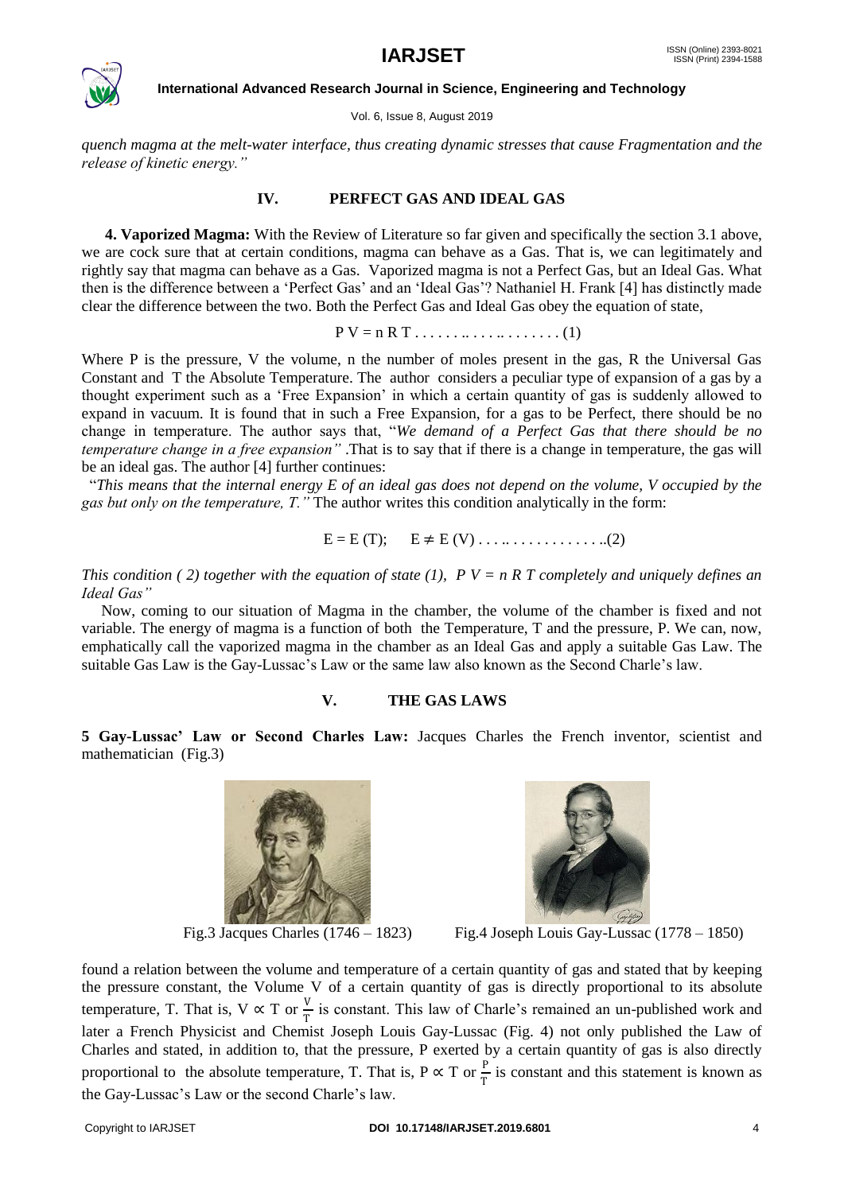*quench magma at the melt-water interface, thus creating dynamic stresses that cause Fragmentation and the release of kinetic energy."*

## IV. PERFECT GAS AND IDEAL GAS

**4. Vaporized Magma:** With the Review of Literature so far given and specifically the section 3.1 above, we are cock sure that at certain conditions, magma can behave as a Gas. That is, we can legitimately and rightly say that magma can behave as a Gas. Vaporized magma is not a Perfect Gas, but an Ideal Gas. What then is the difference between a 'Perfect Gas' and an 'Ideal Gas'? Nathaniel H. Frank [4] has distinctly made clear the difference between the two. Both the Perfect Gas and Ideal Gas obey the equation of state,

$$P V = n R T \quad \ldots\ldots\ldots\ldots\ldots\ldots (1)$$

Where P is the pressure, V the volume, n the number of moles present in the gas, R the Universal Gas Constant and T the Absolute Temperature. The author considers a peculiar type of expansion of a gas by a thought experiment such as a 'Free Expansion' in which a certain quantity of gas is suddenly allowed to expand in vacuum. It is found that in such a Free Expansion, for a gas to be Perfect, there should be no change in temperature. The author says that, "*We demand of a Perfect Gas that there should be no temperature change in a free expansion"* .That is to say that if there is a change in temperature, the gas will be an ideal gas. The author [4] further continues:

"*This means that the internal energy E of an ideal gas does not depend on the volume, V occupied by the gas but only on the temperature, T."* The author writes this condition analytically in the form:

$$E = E(T); \quad E \neq E(V) \quad \ldots\ldots\ldots\ldots\ldots\ldots (2)$$

*This condition ( 2) together with the equation of state (1), $P V = n R T$ completely and uniquely defines an Ideal Gas"*

Now, coming to our situation of Magma in the chamber, the volume of the chamber is fixed and not variable. The energy of magma is a function of both the Temperature, T and the pressure, P. We can, now, emphatically call the vaporized magma in the chamber as an Ideal Gas and apply a suitable Gas Law. The suitable Gas Law is the Gay-Lussac's Law or the same law also known as the Second Charle's law.

## V. THE GAS LAWS

**5 Gay-Lussac' Law or Second Charles Law:** Jacques Charles the French inventor, scientist and mathematician (Fig.3)

Fig.3 Jacques Charles (1746 – 1823)

Fig.4 Joseph Louis Gay-Lussac (1778 – 1850)

found a relation between the volume and temperature of a certain quantity of gas and stated that by keeping the pressure constant, the Volume V of a certain quantity of gas is directly proportional to its absolute temperature, T. That is, $V \propto T$ or $\frac{V}{T}$ is constant. This law of Charle's remained an un-published work and later a French Physicist and Chemist Joseph Louis Gay-Lussac (Fig. 4) not only published the Law of Charles and stated, in addition to, that the pressure, P exerted by a certain quantity of gas is also directly proportional to the absolute temperature, T. That is, $P \propto T$ or $\frac{P}{T}$ is constant and this statement is known as the Gay-Lussac's Law or the second Charle's law.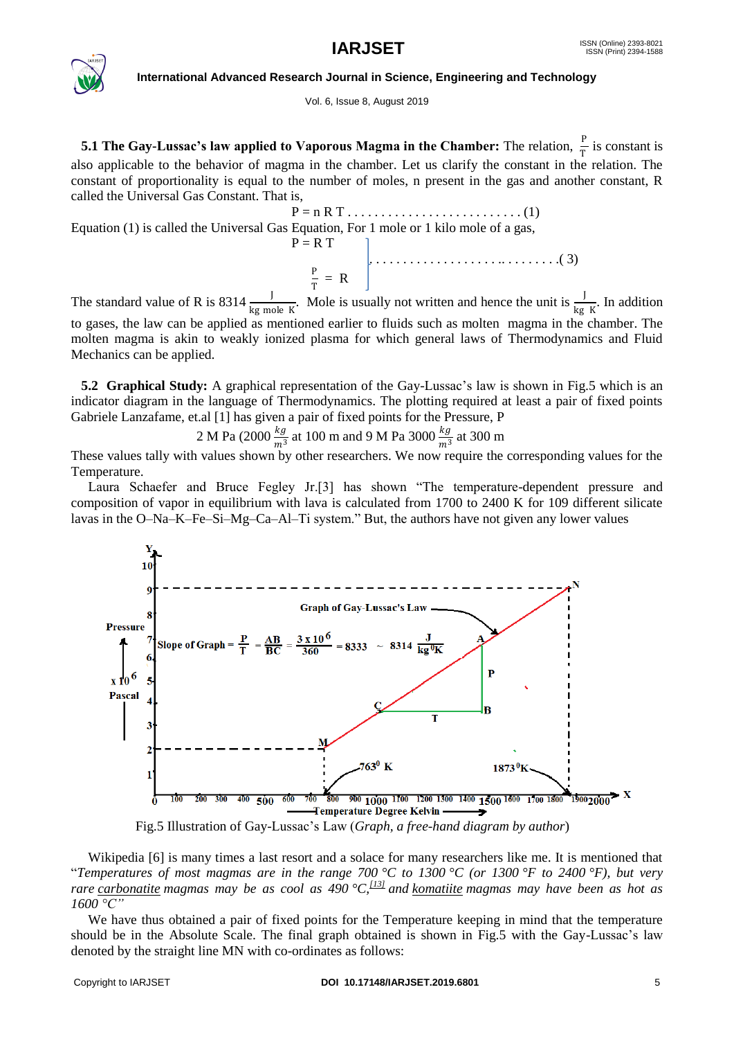**5.1 The Gay-Lussac's law applied to Vaporous Magma in the Chamber:** The relation, $\frac{P}{T}$ is constant is also applicable to the behavior of magma in the chamber. Let us clarify the constant in the relation. The constant of proportionality is equal to the number of moles, n present in the gas and another constant, R called the Universal Gas Constant. That is,

$$P = n\,R\,T \ldots\ldots\ldots\ldots\ldots\ldots\ldots\ldots\ldots (1)$$

Equation (1) is called the Universal Gas Equation, For 1 mole or 1 kilo mole of a gas,

$$\left.\begin{array}{l} P = R\,T \\ \frac{P}{T} = R \end{array}\right\} \ldots\ldots\ldots\ldots\ldots\ldots\ldots\ldots (3)$$

The standard value of R is 8314 $\frac{J}{kg\ mole\ K}$. Mole is usually not written and hence the unit is $\frac{J}{kg\ K}$. In addition to gases, the law can be applied as mentioned earlier to fluids such as molten magma in the chamber. The molten magma is akin to weakly ionized plasma for which general laws of Thermodynamics and Fluid Mechanics can be applied.

**5.2 Graphical Study:** A graphical representation of the Gay-Lussac's law is shown in Fig.5 which is an indicator diagram in the language of Thermodynamics. The plotting required at least a pair of fixed points Gabriele Lanzafame, et.al [1] has given a pair of fixed points for the Pressure, P

$$2 \text{ M Pa } (2000 \frac{kg}{m^3} \text{ at 100 m and 9 M Pa } 3000 \frac{kg}{m^3} \text{ at 300 m}$$

These values tally with values shown by other researchers. We now require the corresponding values for the Temperature.

Laura Schaefer and Bruce Fegley Jr.[3] has shown "The temperature-dependent pressure and composition of vapor in equilibrium with lava is calculated from 1700 to 2400 K for 109 different silicate lavas in the O–Na–K–Fe–Si–Mg–Ca–Al–Ti system." But, the authors have not given any lower values

Graph of Gay-Lussac's Law

Slope of Graph = $\frac{P}{T} = \frac{AB}{BC} = \frac{3 \times 10^6}{360} = 8333 \sim 8314 \frac{J}{kg\,^0K}$

Fig.5 Illustration of Gay-Lussac's Law (*Graph, a free-hand diagram by author*)

Wikipedia [6] is many times a last resort and a solace for many researchers like me. It is mentioned that "*Temperatures of most magmas are in the range 700 °C to 1300 °C (or 1300 °F to 2400 °F), but very rare carbonatite magmas may be as cool as 490 °C,*[13] *and komatiite magmas may have been as hot as 1600 °C*"

We have thus obtained a pair of fixed points for the Temperature keeping in mind that the temperature should be in the Absolute Scale. The final graph obtained is shown in Fig.5 with the Gay-Lussac's law denoted by the straight line MN with co-ordinates as follows: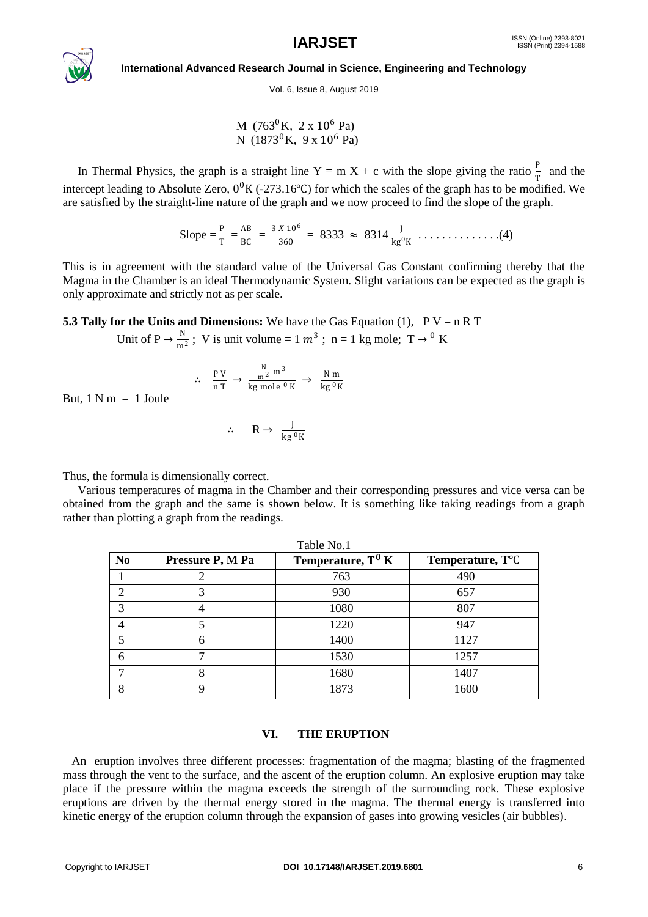M $(763^0\text{K},\ 2 \times 10^6\ \text{Pa})$
N $(1873^0\text{K},\ 9 \times 10^6\ \text{Pa})$

In Thermal Physics, the graph is a straight line Y = m X + c with the slope giving the ratio $\frac{P}{T}$ and the intercept leading to Absolute Zero, $0^0$K (-273.16℃) for which the scales of the graph has to be modified. We are satisfied by the straight-line nature of the graph and we now proceed to find the slope of the graph.

$$\text{Slope} = \frac{P}{T} = \frac{AB}{BC} = \frac{3 \times 10^6}{360} = 8333 \approx 8314 \frac{J}{kg^0K} \quad \ldots\ldots\ldots\ldots\ldots(4)$$

This is in agreement with the standard value of the Universal Gas Constant confirming thereby that the Magma in the Chamber is an ideal Thermodynamic System. Slight variations can be expected as the graph is only approximate and strictly not as per scale.

**5.3 Tally for the Units and Dimensions:** We have the Gas Equation (1), P V = n R T

Unit of P $\rightarrow \frac{N}{m^2}$ ; V is unit volume = 1 $m^3$ ; n = 1 kg mole; T $\rightarrow$ $^0$ K

$$\therefore \quad \frac{P\,V}{n\,T} \rightarrow \frac{\frac{N}{m^2}\,m^3}{kg\ mole\ ^0K} \rightarrow \frac{N\,m}{kg\ ^0K}$$

But, 1 N m = 1 Joule

$$\therefore \quad R \rightarrow \frac{J}{kg\ ^0K}$$

Thus, the formula is dimensionally correct.

Various temperatures of magma in the Chamber and their corresponding pressures and vice versa can be obtained from the graph and the same is shown below. It is something like taking readings from a graph rather than plotting a graph from the readings.

Table No.1

| No | Pressure P, M Pa | Temperature, $T^0$ K | Temperature, T℃ |
|---|---|---|---|
| 1 | 2 | 763 | 490 |
| 2 | 3 | 930 | 657 |
| 3 | 4 | 1080 | 807 |
| 4 | 5 | 1220 | 947 |
| 5 | 6 | 1400 | 1127 |
| 6 | 7 | 1530 | 1257 |
| 7 | 8 | 1680 | 1407 |
| 8 | 9 | 1873 | 1600 |

## VI. THE ERUPTION

An eruption involves three different processes: fragmentation of the magma; blasting of the fragmented mass through the vent to the surface, and the ascent of the eruption column. An explosive eruption may take place if the pressure within the magma exceeds the strength of the surrounding rock. These explosive eruptions are driven by the thermal energy stored in the magma. The thermal energy is transferred into kinetic energy of the eruption column through the expansion of gases into growing vesicles (air bubbles).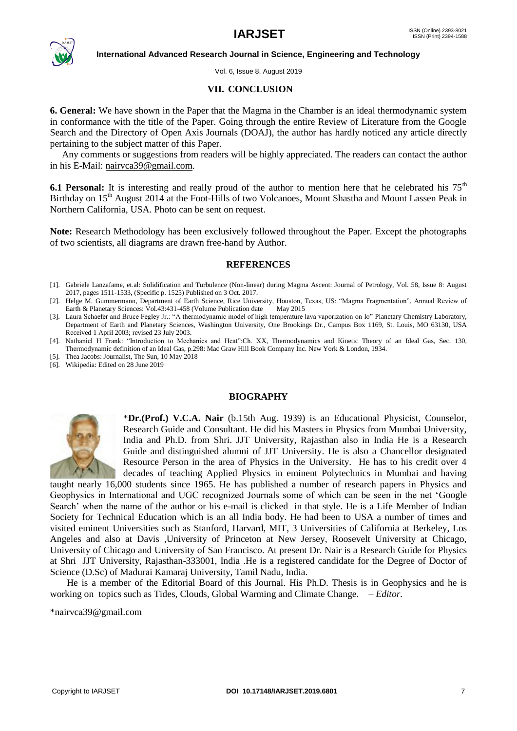## VII. CONCLUSION

**6. General:** We have shown in the Paper that the Magma in the Chamber is an ideal thermodynamic system in conformance with the title of the Paper. Going through the entire Review of Literature from the Google Search and the Directory of Open Axis Journals (DOAJ), the author has hardly noticed any article directly pertaining to the subject matter of this Paper.

Any comments or suggestions from readers will be highly appreciated. The readers can contact the author in his E-Mail: nairvca39@gmail.com.

**6.1 Personal:** It is interesting and really proud of the author to mention here that he celebrated his 75th Birthday on 15th August 2014 at the Foot-Hills of two Volcanoes, Mount Shastha and Mount Lassen Peak in Northern California, USA. Photo can be sent on request.

**Note:** Research Methodology has been exclusively followed throughout the Paper. Except the photographs of two scientists, all diagrams are drawn free-hand by Author.

## REFERENCES

[1]. Gabriele Lanzafame, et.al: Solidification and Turbulence (Non-linear) during Magma Ascent: Journal of Petrology, Vol. 58, Issue 8: August 2017, pages 1511-1533, (Specific p. 1525) Published on 3 Oct. 2017.

[2]. Helge M. Gummermann, Department of Earth Science, Rice University, Houston, Texas, US: "Magma Fragmentation", Annual Review of Earth & Planetary Sciences: Vol.43:431-458 (Volume Publication date May 2015

[3]. Laura Schaefer and Bruce Fegley Jr.: "A thermodynamic model of high temperature lava vaporization on Io" Planetary Chemistry Laboratory, Department of Earth and Planetary Sciences, Washington University, One Brookings Dr., Campus Box 1169, St. Louis, MO 63130, USA Received 1 April 2003; revised 23 July 2003.

[4]. Nathaniel H Frank: "Introduction to Mechanics and Heat":Ch. XX, Thermodynamics and Kinetic Theory of an Ideal Gas, Sec. 130, Thermodynamic definition of an Ideal Gas, p.298: Mac Graw Hill Book Company Inc. New York & London, 1934.

[5]. Thea Jacobs: Journalist, The Sun, 10 May 2018

[6]. Wikipedia: Edited on 28 June 2019

## BIOGRAPHY

\***Dr.(Prof.) V.C.A. Nair** (b.15th Aug. 1939) is an Educational Physicist, Counselor, Research Guide and Consultant. He did his Masters in Physics from Mumbai University, India and Ph.D. from Shri. JJT University, Rajasthan also in India He is a Research Guide and distinguished alumni of JJT University. He is also a Chancellor designated Resource Person in the area of Physics in the University. He has to his credit over 4 decades of teaching Applied Physics in eminent Polytechnics in Mumbai and having taught nearly 16,000 students since 1965. He has published a number of research papers in Physics and Geophysics in International and UGC recognized Journals some of which can be seen in the net 'Google Search' when the name of the author or his e-mail is clicked in that style. He is a Life Member of Indian Society for Technical Education which is an all India body. He had been to USA a number of times and visited eminent Universities such as Stanford, Harvard, MIT, 3 Universities of California at Berkeley, Los Angeles and also at Davis ,University of Princeton at New Jersey, Roosevelt University at Chicago, University of Chicago and University of San Francisco. At present Dr. Nair is a Research Guide for Physics at Shri JJT University, Rajasthan-333001, India .He is a registered candidate for the Degree of Doctor of Science (D.Sc) of Madurai Kamaraj University, Tamil Nadu, India.

He is a member of the Editorial Board of this Journal. His Ph.D. Thesis is in Geophysics and he is working on topics such as Tides, Clouds, Global Warming and Climate Change. – *Editor*.

\*nairvca39@gmail.com